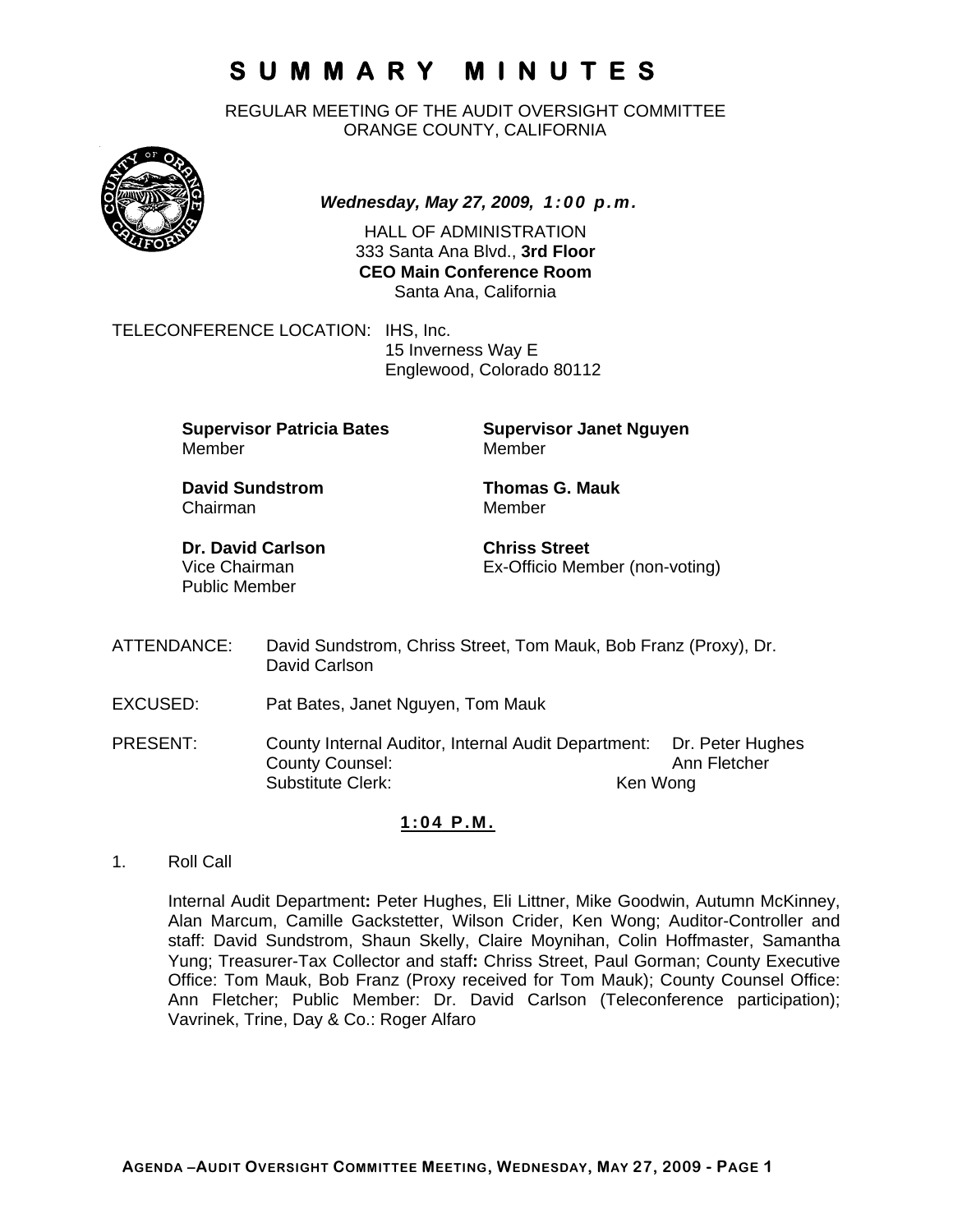# SUMMARY MINUTES

REGULAR MEETING OF THE AUDIT OVERSIGHT COMMITTEE
ORANGE COUNTY, CALIFORNIA

***Wednesday, May 27, 2009, 1:00 p.m.***

HALL OF ADMINISTRATION
333 Santa Ana Blvd., **3rd Floor**
**CEO Main Conference Room**
Santa Ana, California

TELECONFERENCE LOCATION: IHS, Inc.
15 Inverness Way E
Englewood, Colorado 80112

**Supervisor Patricia Bates**
Member

**Supervisor Janet Nguyen**
Member

**David Sundstrom**
Chairman

**Thomas G. Mauk**
Member

**Dr. David Carlson**
Vice Chairman
Public Member

**Chriss Street**
Ex-Officio Member (non-voting)

ATTENDANCE: David Sundstrom, Chriss Street, Tom Mauk, Bob Franz (Proxy), Dr. David Carlson

EXCUSED: Pat Bates, Janet Nguyen, Tom Mauk

PRESENT:

| | |
|---|---|
| County Internal Auditor, Internal Audit Department: | Dr. Peter Hughes |
| County Counsel: | Ann Fletcher |
| Substitute Clerk: | Ken Wong |

**1:04 P.M.**

1. Roll Call

   Internal Audit Department**:** Peter Hughes, Eli Littner, Mike Goodwin, Autumn McKinney, Alan Marcum, Camille Gackstetter, Wilson Crider, Ken Wong; Auditor-Controller and staff: David Sundstrom, Shaun Skelly, Claire Moynihan, Colin Hoffmaster, Samantha Yung; Treasurer-Tax Collector and staff**:** Chriss Street, Paul Gorman; County Executive Office: Tom Mauk, Bob Franz (Proxy received for Tom Mauk); County Counsel Office: Ann Fletcher; Public Member: Dr. David Carlson (Teleconference participation); Vavrinek, Trine, Day & Co.: Roger Alfaro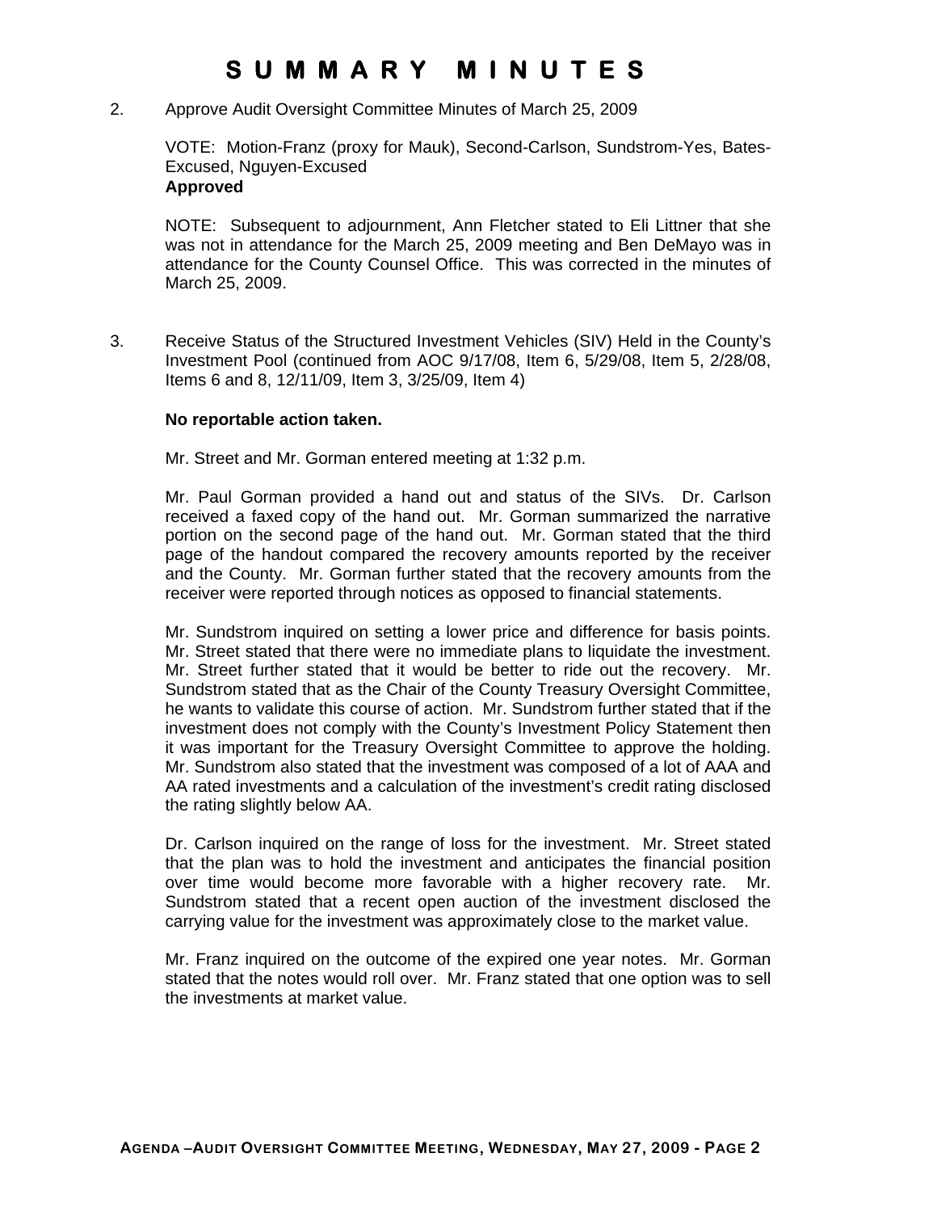# SUMMARY MINUTES

2. Approve Audit Oversight Committee Minutes of March 25, 2009

   VOTE: Motion-Franz (proxy for Mauk), Second-Carlson, Sundstrom-Yes, Bates-Excused, Nguyen-Excused
   **Approved**

   NOTE: Subsequent to adjournment, Ann Fletcher stated to Eli Littner that she was not in attendance for the March 25, 2009 meeting and Ben DeMayo was in attendance for the County Counsel Office. This was corrected in the minutes of March 25, 2009.

3. Receive Status of the Structured Investment Vehicles (SIV) Held in the County's Investment Pool (continued from AOC 9/17/08, Item 6, 5/29/08, Item 5, 2/28/08, Items 6 and 8, 12/11/09, Item 3, 3/25/09, Item 4)

   **No reportable action taken.**

   Mr. Street and Mr. Gorman entered meeting at 1:32 p.m.

   Mr. Paul Gorman provided a hand out and status of the SIVs. Dr. Carlson received a faxed copy of the hand out. Mr. Gorman summarized the narrative portion on the second page of the hand out. Mr. Gorman stated that the third page of the handout compared the recovery amounts reported by the receiver and the County. Mr. Gorman further stated that the recovery amounts from the receiver were reported through notices as opposed to financial statements.

   Mr. Sundstrom inquired on setting a lower price and difference for basis points. Mr. Street stated that there were no immediate plans to liquidate the investment. Mr. Street further stated that it would be better to ride out the recovery. Mr. Sundstrom stated that as the Chair of the County Treasury Oversight Committee, he wants to validate this course of action. Mr. Sundstrom further stated that if the investment does not comply with the County's Investment Policy Statement then it was important for the Treasury Oversight Committee to approve the holding. Mr. Sundstrom also stated that the investment was composed of a lot of AAA and AA rated investments and a calculation of the investment's credit rating disclosed the rating slightly below AA.

   Dr. Carlson inquired on the range of loss for the investment. Mr. Street stated that the plan was to hold the investment and anticipates the financial position over time would become more favorable with a higher recovery rate. Mr. Sundstrom stated that a recent open auction of the investment disclosed the carrying value for the investment was approximately close to the market value.

   Mr. Franz inquired on the outcome of the expired one year notes. Mr. Gorman stated that the notes would roll over. Mr. Franz stated that one option was to sell the investments at market value.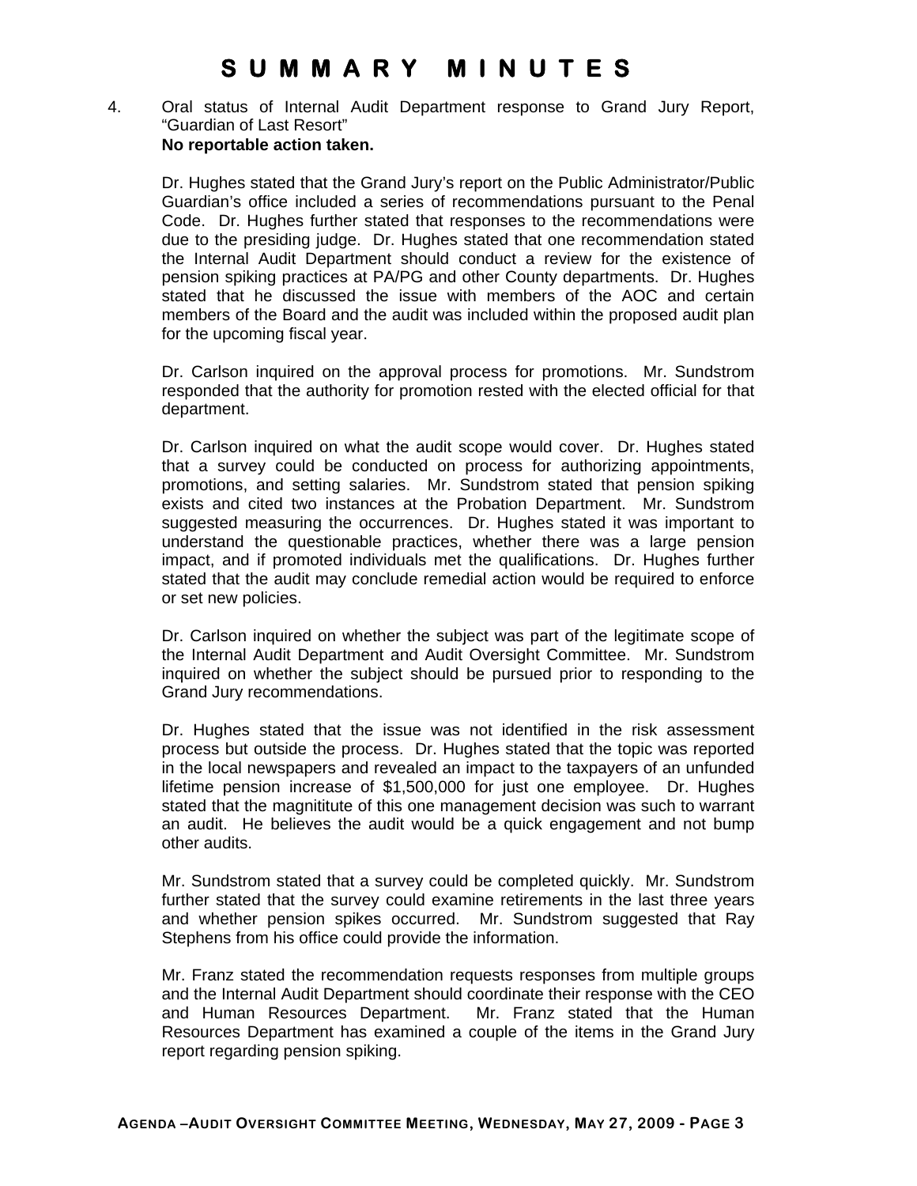# SUMMARY MINUTES

4. Oral status of Internal Audit Department response to Grand Jury Report, "Guardian of Last Resort"
**No reportable action taken.**

Dr. Hughes stated that the Grand Jury's report on the Public Administrator/Public Guardian's office included a series of recommendations pursuant to the Penal Code. Dr. Hughes further stated that responses to the recommendations were due to the presiding judge. Dr. Hughes stated that one recommendation stated the Internal Audit Department should conduct a review for the existence of pension spiking practices at PA/PG and other County departments. Dr. Hughes stated that he discussed the issue with members of the AOC and certain members of the Board and the audit was included within the proposed audit plan for the upcoming fiscal year.

Dr. Carlson inquired on the approval process for promotions. Mr. Sundstrom responded that the authority for promotion rested with the elected official for that department.

Dr. Carlson inquired on what the audit scope would cover. Dr. Hughes stated that a survey could be conducted on process for authorizing appointments, promotions, and setting salaries. Mr. Sundstrom stated that pension spiking exists and cited two instances at the Probation Department. Mr. Sundstrom suggested measuring the occurrences. Dr. Hughes stated it was important to understand the questionable practices, whether there was a large pension impact, and if promoted individuals met the qualifications. Dr. Hughes further stated that the audit may conclude remedial action would be required to enforce or set new policies.

Dr. Carlson inquired on whether the subject was part of the legitimate scope of the Internal Audit Department and Audit Oversight Committee. Mr. Sundstrom inquired on whether the subject should be pursued prior to responding to the Grand Jury recommendations.

Dr. Hughes stated that the issue was not identified in the risk assessment process but outside the process. Dr. Hughes stated that the topic was reported in the local newspapers and revealed an impact to the taxpayers of an unfunded lifetime pension increase of $1,500,000 for just one employee. Dr. Hughes stated that the magnititute of this one management decision was such to warrant an audit. He believes the audit would be a quick engagement and not bump other audits.

Mr. Sundstrom stated that a survey could be completed quickly. Mr. Sundstrom further stated that the survey could examine retirements in the last three years and whether pension spikes occurred. Mr. Sundstrom suggested that Ray Stephens from his office could provide the information.

Mr. Franz stated the recommendation requests responses from multiple groups and the Internal Audit Department should coordinate their response with the CEO and Human Resources Department. Mr. Franz stated that the Human Resources Department has examined a couple of the items in the Grand Jury report regarding pension spiking.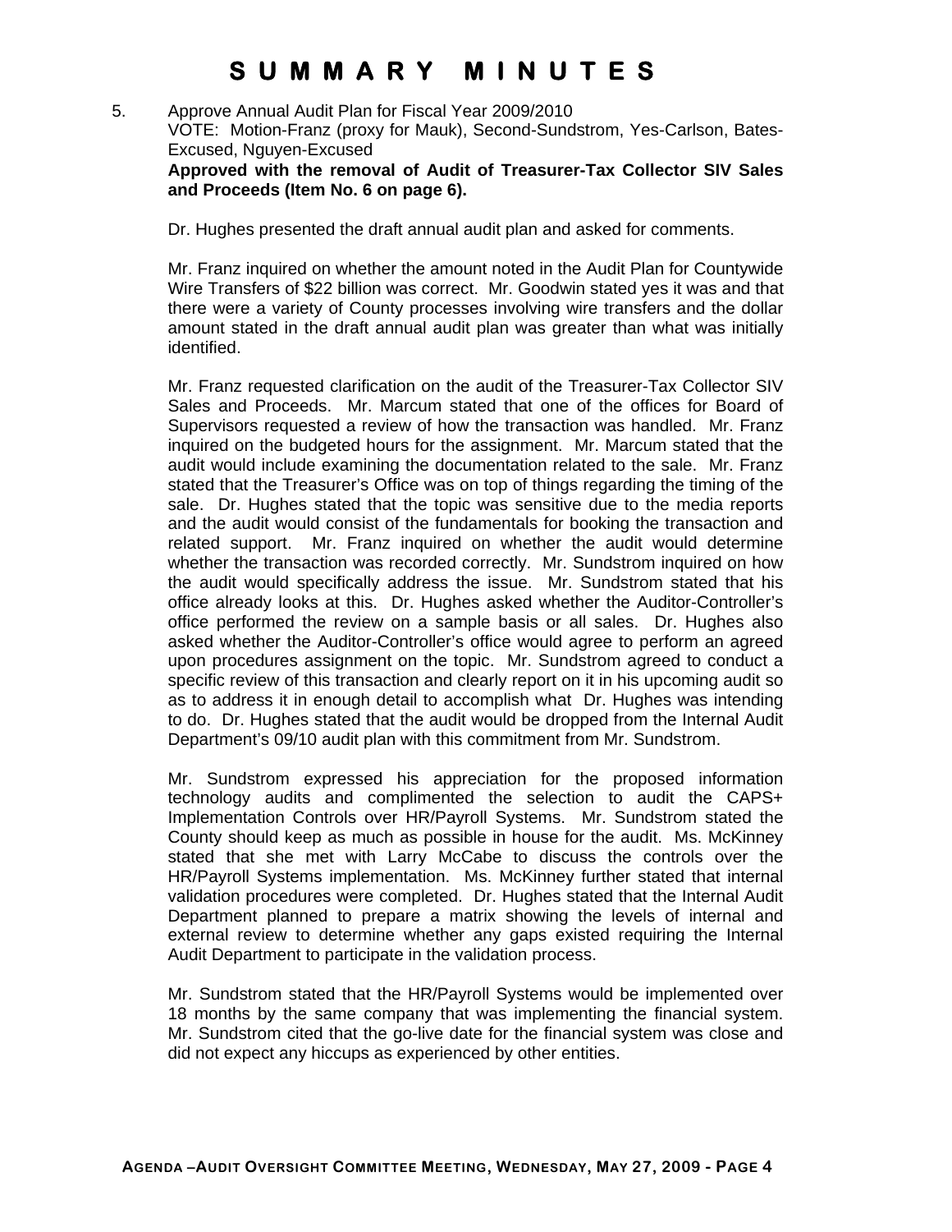# SUMMARY MINUTES

5. Approve Annual Audit Plan for Fiscal Year 2009/2010

   VOTE: Motion-Franz (proxy for Mauk), Second-Sundstrom, Yes-Carlson, Bates-Excused, Nguyen-Excused

   **Approved with the removal of Audit of Treasurer-Tax Collector SIV Sales and Proceeds (Item No. 6 on page 6).**

   Dr. Hughes presented the draft annual audit plan and asked for comments.

   Mr. Franz inquired on whether the amount noted in the Audit Plan for Countywide Wire Transfers of $22 billion was correct. Mr. Goodwin stated yes it was and that there were a variety of County processes involving wire transfers and the dollar amount stated in the draft annual audit plan was greater than what was initially identified.

   Mr. Franz requested clarification on the audit of the Treasurer-Tax Collector SIV Sales and Proceeds. Mr. Marcum stated that one of the offices for Board of Supervisors requested a review of how the transaction was handled. Mr. Franz inquired on the budgeted hours for the assignment. Mr. Marcum stated that the audit would include examining the documentation related to the sale. Mr. Franz stated that the Treasurer's Office was on top of things regarding the timing of the sale. Dr. Hughes stated that the topic was sensitive due to the media reports and the audit would consist of the fundamentals for booking the transaction and related support. Mr. Franz inquired on whether the audit would determine whether the transaction was recorded correctly. Mr. Sundstrom inquired on how the audit would specifically address the issue. Mr. Sundstrom stated that his office already looks at this. Dr. Hughes asked whether the Auditor-Controller's office performed the review on a sample basis or all sales. Dr. Hughes also asked whether the Auditor-Controller's office would agree to perform an agreed upon procedures assignment on the topic. Mr. Sundstrom agreed to conduct a specific review of this transaction and clearly report on it in his upcoming audit so as to address it in enough detail to accomplish what Dr. Hughes was intending to do. Dr. Hughes stated that the audit would be dropped from the Internal Audit Department's 09/10 audit plan with this commitment from Mr. Sundstrom.

   Mr. Sundstrom expressed his appreciation for the proposed information technology audits and complimented the selection to audit the CAPS+ Implementation Controls over HR/Payroll Systems. Mr. Sundstrom stated the County should keep as much as possible in house for the audit. Ms. McKinney stated that she met with Larry McCabe to discuss the controls over the HR/Payroll Systems implementation. Ms. McKinney further stated that internal validation procedures were completed. Dr. Hughes stated that the Internal Audit Department planned to prepare a matrix showing the levels of internal and external review to determine whether any gaps existed requiring the Internal Audit Department to participate in the validation process.

   Mr. Sundstrom stated that the HR/Payroll Systems would be implemented over 18 months by the same company that was implementing the financial system. Mr. Sundstrom cited that the go-live date for the financial system was close and did not expect any hiccups as experienced by other entities.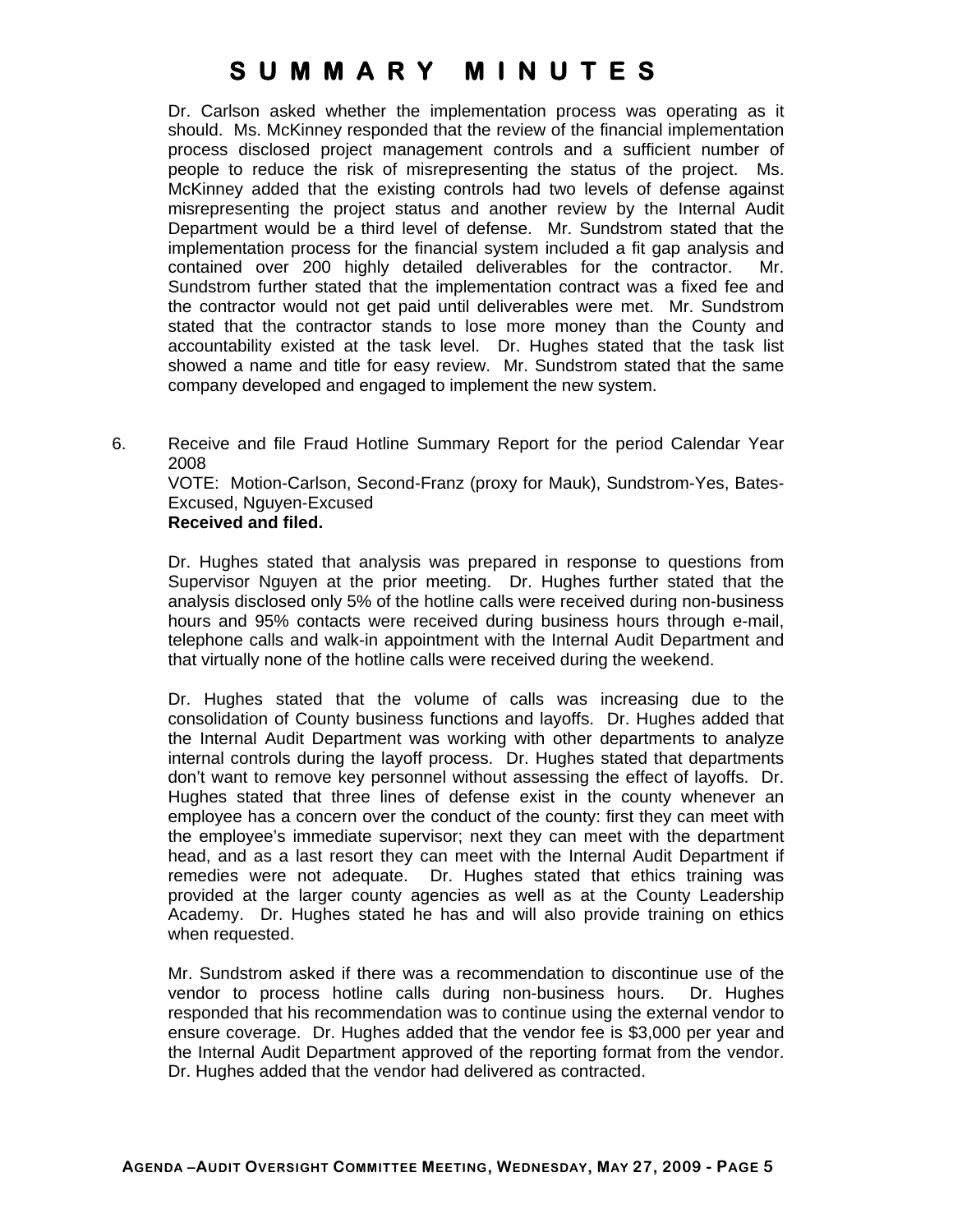# SUMMARY MINUTES

Dr. Carlson asked whether the implementation process was operating as it should. Ms. McKinney responded that the review of the financial implementation process disclosed project management controls and a sufficient number of people to reduce the risk of misrepresenting the status of the project. Ms. McKinney added that the existing controls had two levels of defense against misrepresenting the project status and another review by the Internal Audit Department would be a third level of defense. Mr. Sundstrom stated that the implementation process for the financial system included a fit gap analysis and contained over 200 highly detailed deliverables for the contractor. Mr. Sundstrom further stated that the implementation contract was a fixed fee and the contractor would not get paid until deliverables were met. Mr. Sundstrom stated that the contractor stands to lose more money than the County and accountability existed at the task level. Dr. Hughes stated that the task list showed a name and title for easy review. Mr. Sundstrom stated that the same company developed and engaged to implement the new system.

6. Receive and file Fraud Hotline Summary Report for the period Calendar Year 2008
VOTE: Motion-Carlson, Second-Franz (proxy for Mauk), Sundstrom-Yes, Bates-Excused, Nguyen-Excused
**Received and filed.**

Dr. Hughes stated that analysis was prepared in response to questions from Supervisor Nguyen at the prior meeting. Dr. Hughes further stated that the analysis disclosed only 5% of the hotline calls were received during non-business hours and 95% contacts were received during business hours through e-mail, telephone calls and walk-in appointment with the Internal Audit Department and that virtually none of the hotline calls were received during the weekend.

Dr. Hughes stated that the volume of calls was increasing due to the consolidation of County business functions and layoffs. Dr. Hughes added that the Internal Audit Department was working with other departments to analyze internal controls during the layoff process. Dr. Hughes stated that departments don't want to remove key personnel without assessing the effect of layoffs. Dr. Hughes stated that three lines of defense exist in the county whenever an employee has a concern over the conduct of the county: first they can meet with the employee's immediate supervisor; next they can meet with the department head, and as a last resort they can meet with the Internal Audit Department if remedies were not adequate. Dr. Hughes stated that ethics training was provided at the larger county agencies as well as at the County Leadership Academy. Dr. Hughes stated he has and will also provide training on ethics when requested.

Mr. Sundstrom asked if there was a recommendation to discontinue use of the vendor to process hotline calls during non-business hours. Dr. Hughes responded that his recommendation was to continue using the external vendor to ensure coverage. Dr. Hughes added that the vendor fee is $3,000 per year and the Internal Audit Department approved of the reporting format from the vendor. Dr. Hughes added that the vendor had delivered as contracted.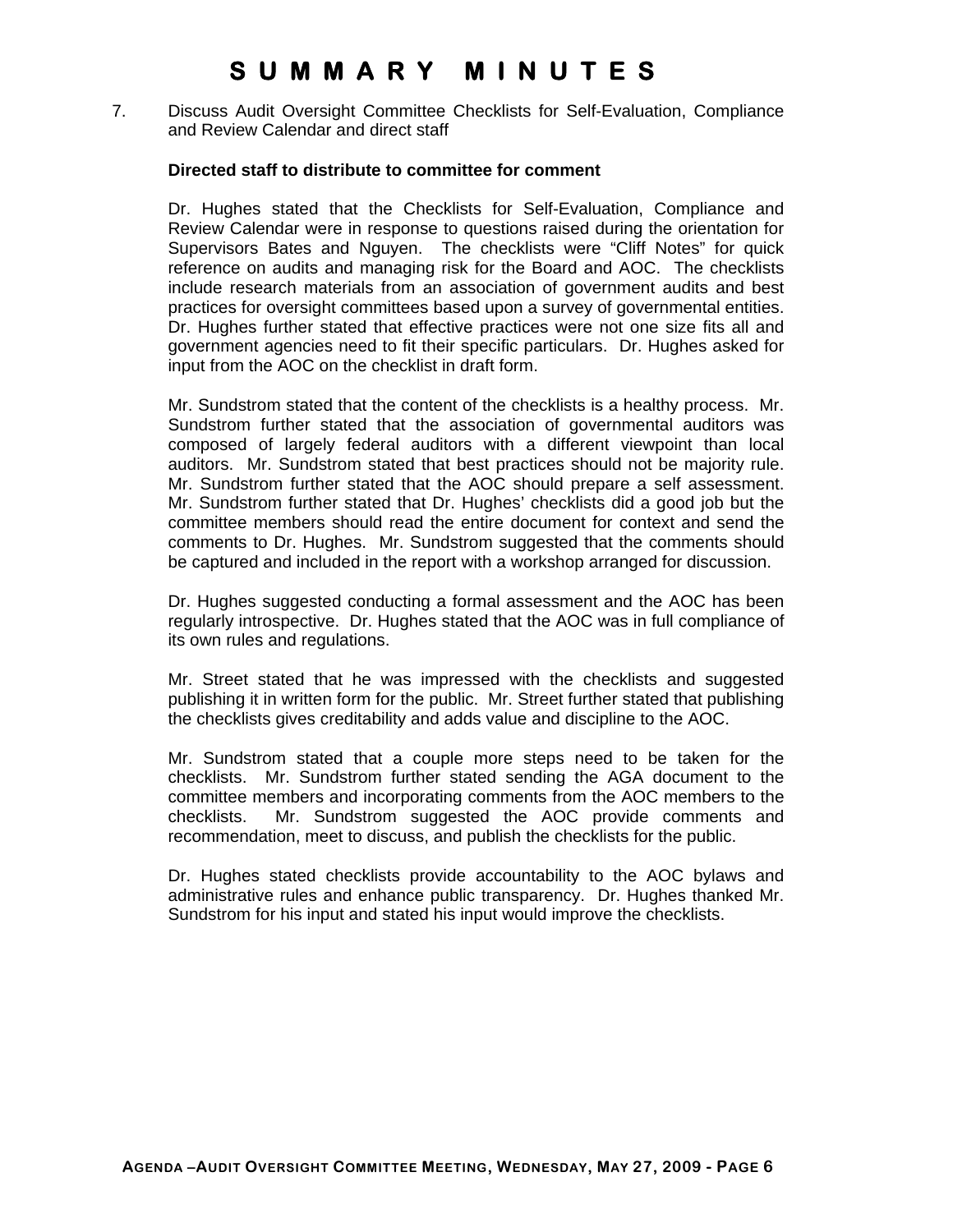# SUMMARY MINUTES

7. Discuss Audit Oversight Committee Checklists for Self-Evaluation, Compliance and Review Calendar and direct staff

   **Directed staff to distribute to committee for comment**

   Dr. Hughes stated that the Checklists for Self-Evaluation, Compliance and Review Calendar were in response to questions raised during the orientation for Supervisors Bates and Nguyen. The checklists were "Cliff Notes" for quick reference on audits and managing risk for the Board and AOC. The checklists include research materials from an association of government audits and best practices for oversight committees based upon a survey of governmental entities. Dr. Hughes further stated that effective practices were not one size fits all and government agencies need to fit their specific particulars. Dr. Hughes asked for input from the AOC on the checklist in draft form.

   Mr. Sundstrom stated that the content of the checklists is a healthy process. Mr. Sundstrom further stated that the association of governmental auditors was composed of largely federal auditors with a different viewpoint than local auditors. Mr. Sundstrom stated that best practices should not be majority rule. Mr. Sundstrom further stated that the AOC should prepare a self assessment. Mr. Sundstrom further stated that Dr. Hughes' checklists did a good job but the committee members should read the entire document for context and send the comments to Dr. Hughes. Mr. Sundstrom suggested that the comments should be captured and included in the report with a workshop arranged for discussion.

   Dr. Hughes suggested conducting a formal assessment and the AOC has been regularly introspective. Dr. Hughes stated that the AOC was in full compliance of its own rules and regulations.

   Mr. Street stated that he was impressed with the checklists and suggested publishing it in written form for the public. Mr. Street further stated that publishing the checklists gives creditability and adds value and discipline to the AOC.

   Mr. Sundstrom stated that a couple more steps need to be taken for the checklists. Mr. Sundstrom further stated sending the AGA document to the committee members and incorporating comments from the AOC members to the checklists. Mr. Sundstrom suggested the AOC provide comments and recommendation, meet to discuss, and publish the checklists for the public.

   Dr. Hughes stated checklists provide accountability to the AOC bylaws and administrative rules and enhance public transparency. Dr. Hughes thanked Mr. Sundstrom for his input and stated his input would improve the checklists.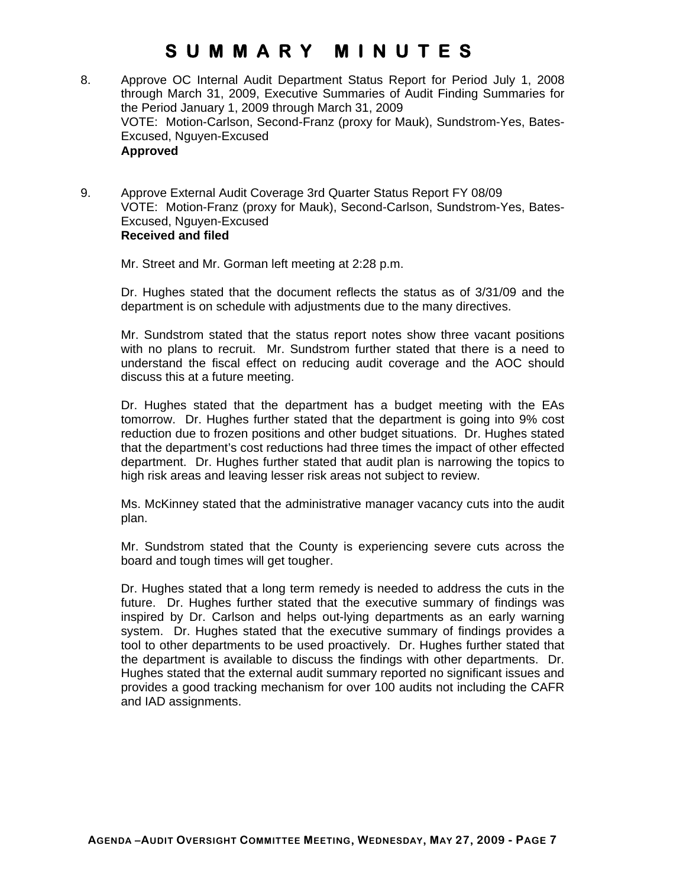# SUMMARY MINUTES

8. Approve OC Internal Audit Department Status Report for Period July 1, 2008 through March 31, 2009, Executive Summaries of Audit Finding Summaries for the Period January 1, 2009 through March 31, 2009
   VOTE: Motion-Carlson, Second-Franz (proxy for Mauk), Sundstrom-Yes, Bates-Excused, Nguyen-Excused
   **Approved**

9. Approve External Audit Coverage 3rd Quarter Status Report FY 08/09
   VOTE: Motion-Franz (proxy for Mauk), Second-Carlson, Sundstrom-Yes, Bates-Excused, Nguyen-Excused
   **Received and filed**

   Mr. Street and Mr. Gorman left meeting at 2:28 p.m.

   Dr. Hughes stated that the document reflects the status as of 3/31/09 and the department is on schedule with adjustments due to the many directives.

   Mr. Sundstrom stated that the status report notes show three vacant positions with no plans to recruit. Mr. Sundstrom further stated that there is a need to understand the fiscal effect on reducing audit coverage and the AOC should discuss this at a future meeting.

   Dr. Hughes stated that the department has a budget meeting with the EAs tomorrow. Dr. Hughes further stated that the department is going into 9% cost reduction due to frozen positions and other budget situations. Dr. Hughes stated that the department's cost reductions had three times the impact of other effected department. Dr. Hughes further stated that audit plan is narrowing the topics to high risk areas and leaving lesser risk areas not subject to review.

   Ms. McKinney stated that the administrative manager vacancy cuts into the audit plan.

   Mr. Sundstrom stated that the County is experiencing severe cuts across the board and tough times will get tougher.

   Dr. Hughes stated that a long term remedy is needed to address the cuts in the future. Dr. Hughes further stated that the executive summary of findings was inspired by Dr. Carlson and helps out-lying departments as an early warning system. Dr. Hughes stated that the executive summary of findings provides a tool to other departments to be used proactively. Dr. Hughes further stated that the department is available to discuss the findings with other departments. Dr. Hughes stated that the external audit summary reported no significant issues and provides a good tracking mechanism for over 100 audits not including the CAFR and IAD assignments.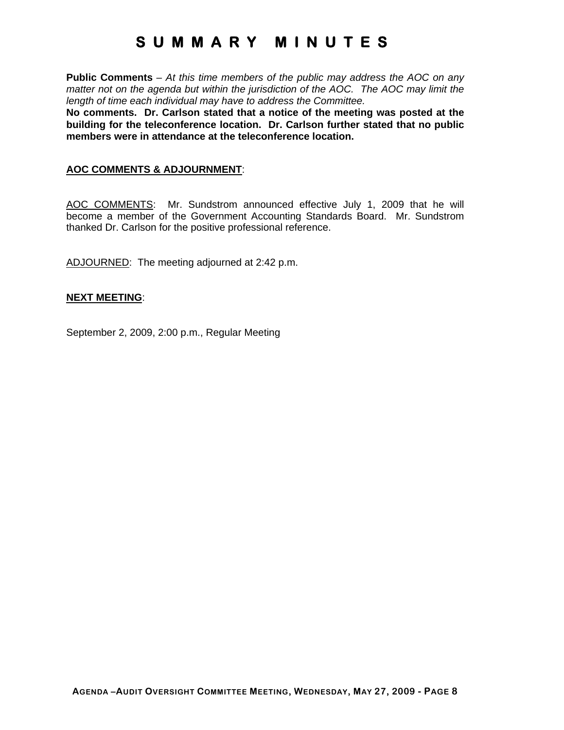# SUMMARY MINUTES

**Public Comments** – *At this time members of the public may address the AOC on any matter not on the agenda but within the jurisdiction of the AOC. The AOC may limit the length of time each individual may have to address the Committee.*
**No comments. Dr. Carlson stated that a notice of the meeting was posted at the building for the teleconference location. Dr. Carlson further stated that no public members were in attendance at the teleconference location.**

**AOC COMMENTS & ADJOURNMENT**:

AOC COMMENTS: Mr. Sundstrom announced effective July 1, 2009 that he will become a member of the Government Accounting Standards Board. Mr. Sundstrom thanked Dr. Carlson for the positive professional reference.

ADJOURNED: The meeting adjourned at 2:42 p.m.

**NEXT MEETING**:

September 2, 2009, 2:00 p.m., Regular Meeting